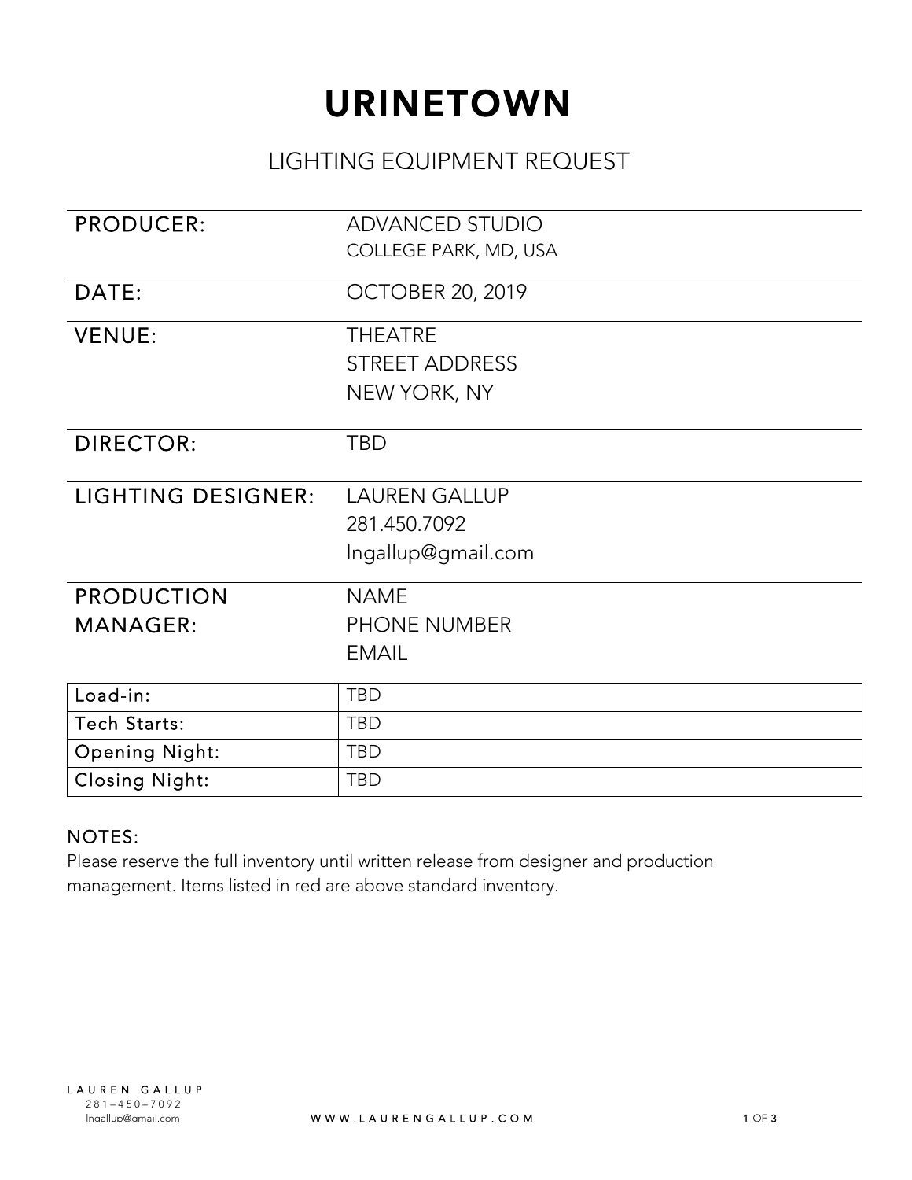# URINETOWN

## LIGHTING EQUIPMENT REQUEST

| | |
|---|---|
| PRODUCER: | ADVANCED STUDIO<br>COLLEGE PARK, MD, USA |
| DATE: | OCTOBER 20, 2019 |
| VENUE: | THEATRE<br>STREET ADDRESS<br>NEW YORK, NY |
| DIRECTOR: | TBD |
| LIGHTING DESIGNER: | LAUREN GALLUP<br>281.450.7092<br>lngallup@gmail.com |
| PRODUCTION MANAGER: | NAME<br>PHONE NUMBER<br>EMAIL |

| | |
|---|---|
| Load-in: | TBD |
| Tech Starts: | TBD |
| Opening Night: | TBD |
| Closing Night: | TBD |

NOTES:
Please reserve the full inventory until written release from designer and production management. Items listed in red are above standard inventory.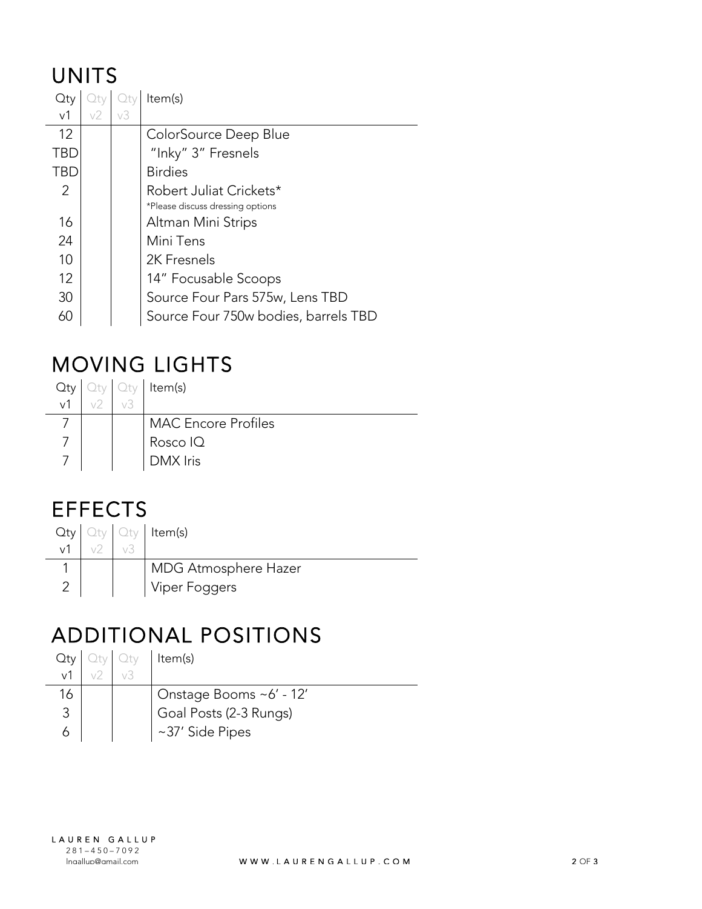## UNITS

| Qty v1 | Qty v2 | Qty v3 | Item(s) |
|---|---|---|---|
| 12 | | | ColorSource Deep Blue |
| TBD | | | "Inky" 3" Fresnels |
| TBD | | | Birdies |
| 2 | | | Robert Juliat Crickets* <br> *Please discuss dressing options |
| 16 | | | Altman Mini Strips |
| 24 | | | Mini Tens |
| 10 | | | 2K Fresnels |
| 12 | | | 14" Focusable Scoops |
| 30 | | | Source Four Pars 575w, Lens TBD |
| 60 | | | Source Four 750w bodies, barrels TBD |

## MOVING LIGHTS

| Qty v1 | Qty v2 | Qty v3 | Item(s) |
|---|---|---|---|
| 7 | | | MAC Encore Profiles |
| 7 | | | Rosco IQ |
| 7 | | | DMX Iris |

## EFFECTS

| Qty v1 | Qty v2 | Qty v3 | Item(s) |
|---|---|---|---|
| 1 | | | MDG Atmosphere Hazer |
| 2 | | | Viper Foggers |

## ADDITIONAL POSITIONS

| Qty v1 | Qty v2 | Qty v3 | Item(s) |
|---|---|---|---|
| 16 | | | Onstage Booms ~6' - 12' |
| 3 | | | Goal Posts (2-3 Rungs) |
| 6 | | | ~37' Side Pipes |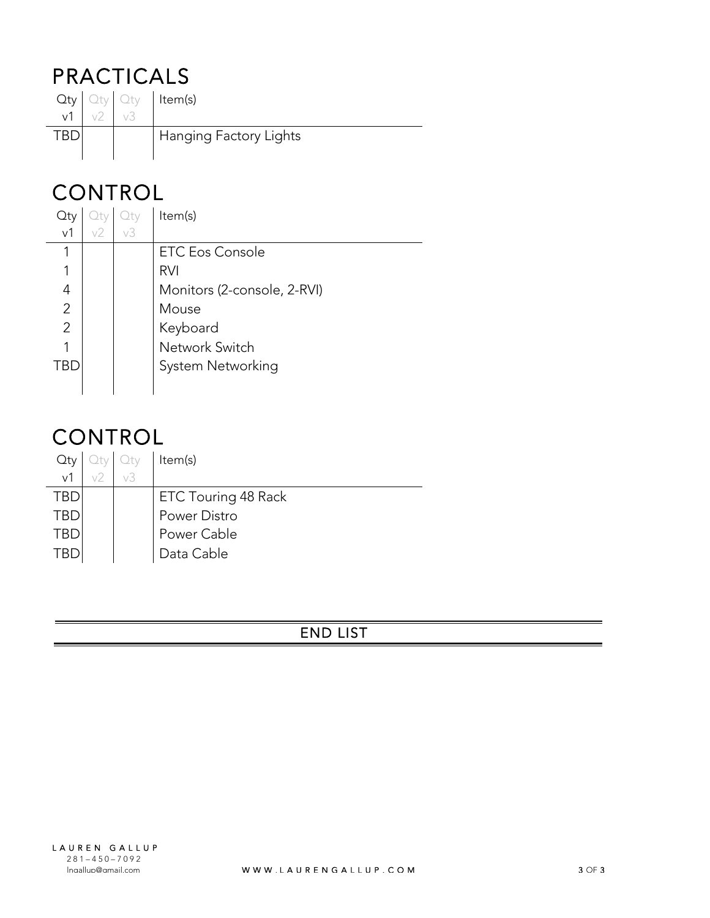# PRACTICALS

| Qty v1 | Qty v2 | Qty v3 | Item(s) |
|---|---|---|---|
| TBD | | | Hanging Factory Lights |

# CONTROL

| Qty v1 | Qty v2 | Qty v3 | Item(s) |
|---|---|---|---|
| 1 | | | ETC Eos Console |
| 1 | | | RVI |
| 4 | | | Monitors (2-console, 2-RVI) |
| 2 | | | Mouse |
| 2 | | | Keyboard |
| 1 | | | Network Switch |
| TBD | | | System Networking |

# CONTROL

| Qty v1 | Qty v2 | Qty v3 | Item(s) |
|---|---|---|---|
| TBD | | | ETC Touring 48 Rack |
| TBD | | | Power Distro |
| TBD | | | Power Cable |
| TBD | | | Data Cable |

END LIST

LAUREN GALLUP
281–450–7092
lngallup@gmail.com

WWW.LAURENGALLUP.COM